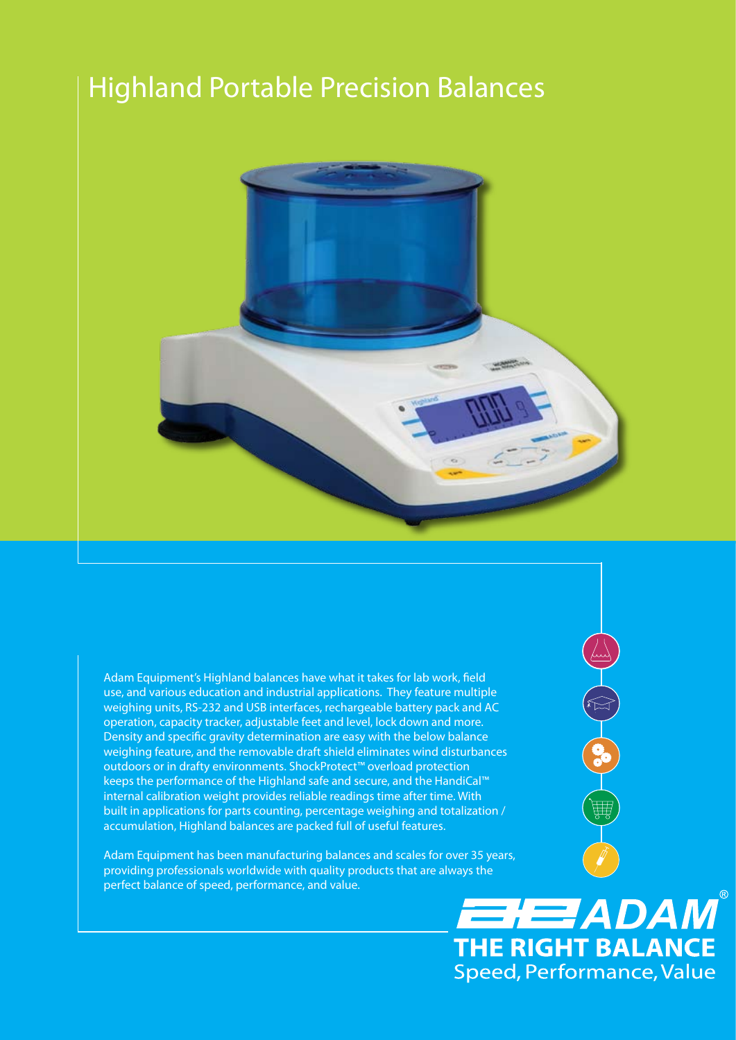# Highland Portable Precision Balances

Adam Equipment's Highland balances have what it takes for lab work, field use, and various education and industrial applications. They feature multiple weighing units, RS-232 and USB interfaces, rechargeable battery pack and AC operation, capacity tracker, adjustable feet and level, lock down and more. Density and specific gravity determination are easy with the below balance weighing feature, and the removable draft shield eliminates wind disturbances outdoors or in drafty environments. ShockProtect™ overload protection keeps the performance of the Highland safe and secure, and the HandiCal™ internal calibration weight provides reliable readings time after time. With built in applications for parts counting, percentage weighing and totalization / accumulation, Highland balances are packed full of useful features.

Adam Equipment has been manufacturing balances and scales for over 35 years, providing professionals worldwide with quality products that are always the perfect balance of speed, performance, and value.

**ADAM®**

**THE RIGHT BALANCE**

Speed, Performance, Value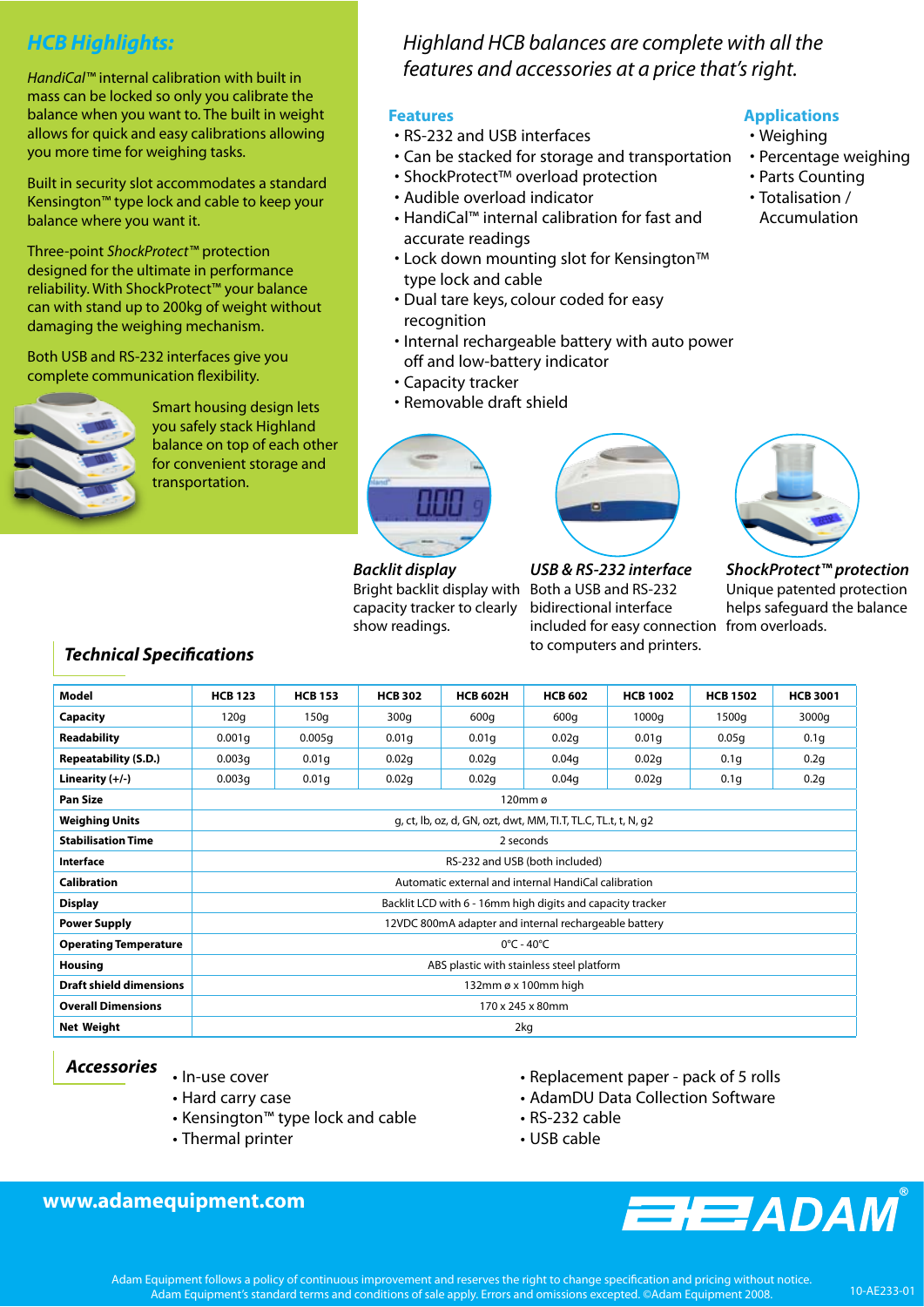## HCB Highlights:

*HandiCal™* internal calibration with built in mass can be locked so only you calibrate the balance when you want to. The built in weight allows for quick and easy calibrations allowing you more time for weighing tasks.

Built in security slot accommodates a standard Kensington™ type lock and cable to keep your balance where you want it.

Three-point *ShockProtect™* protection designed for the ultimate in performance reliability. With ShockProtect™ your balance can with stand up to 200kg of weight without damaging the weighing mechanism.

Both USB and RS-232 interfaces give you complete communication flexibility.

Smart housing design lets you safely stack Highland balance on top of each other for convenient storage and transportation.

*Highland HCB balances are complete with all the features and accessories at a price that's right.*

### Features

- RS-232 and USB interfaces
- Can be stacked for storage and transportation
- ShockProtect™ overload protection
- Audible overload indicator
- HandiCal™ internal calibration for fast and accurate readings
- Lock down mounting slot for Kensington™ type lock and cable
- Dual tare keys, colour coded for easy recognition
- Internal rechargeable battery with auto power off and low-battery indicator
- Capacity tracker
- Removable draft shield

### Applications

- Weighing
- Percentage weighing
- Parts Counting
- Totalisation / Accumulation

***Backlit display***
Bright backlit display with capacity tracker to clearly show readings.

***USB & RS-232 interface***
Both a USB and RS-232 bidirectional interface included for easy connection to computers and printers.

***ShockProtect™ protection***
Unique patented protection helps safeguard the balance from overloads.

## *Technical Specifications*

| Model | HCB 123 | HCB 153 | HCB 302 | HCB 602H | HCB 602 | HCB 1002 | HCB 1502 | HCB 3001 |
|---|---|---|---|---|---|---|---|---|
| Capacity | 120g | 150g | 300g | 600g | 600g | 1000g | 1500g | 3000g |
| Readability | 0.001g | 0.005g | 0.01g | 0.01g | 0.02g | 0.01g | 0.05g | 0.1g |
| Repeatability (S.D.) | 0.003g | 0.01g | 0.02g | 0.02g | 0.04g | 0.02g | 0.1g | 0.2g |
| Linearity (+/-) | 0.003g | 0.01g | 0.02g | 0.02g | 0.04g | 0.02g | 0.1g | 0.2g |
| Pan Size | 120mm ø | | | | | | | |
| Weighing Units | g, ct, lb, oz, d, GN, ozt, dwt, MM, TI.T, TL.C, TL.t, t, N, g2 | | | | | | | |
| Stabilisation Time | 2 seconds | | | | | | | |
| Interface | RS-232 and USB (both included) | | | | | | | |
| Calibration | Automatic external and internal HandiCal calibration | | | | | | | |
| Display | Backlit LCD with 6 - 16mm high digits and capacity tracker | | | | | | | |
| Power Supply | 12VDC 800mA adapter and internal rechargeable battery | | | | | | | |
| Operating Temperature | 0°C - 40°C | | | | | | | |
| Housing | ABS plastic with stainless steel platform | | | | | | | |
| Draft shield dimensions | 132mm ø x 100mm high | | | | | | | |
| Overall Dimensions | 170 x 245 x 80mm | | | | | | | |
| Net Weight | 2kg | | | | | | | |

## *Accessories*

- In-use cover
- Hard carry case
- Kensington™ type lock and cable
- Thermal printer
- Replacement paper - pack of 5 rolls
- AdamDU Data Collection Software
- RS-232 cable
- USB cable

**www.adamequipment.com**

ADAM®

Adam Equipment follows a policy of continuous improvement and reserves the right to change specification and pricing without notice. Adam Equipment's standard terms and conditions of sale apply. Errors and omissions excepted. ©Adam Equipment 2008.

10-AE233-01